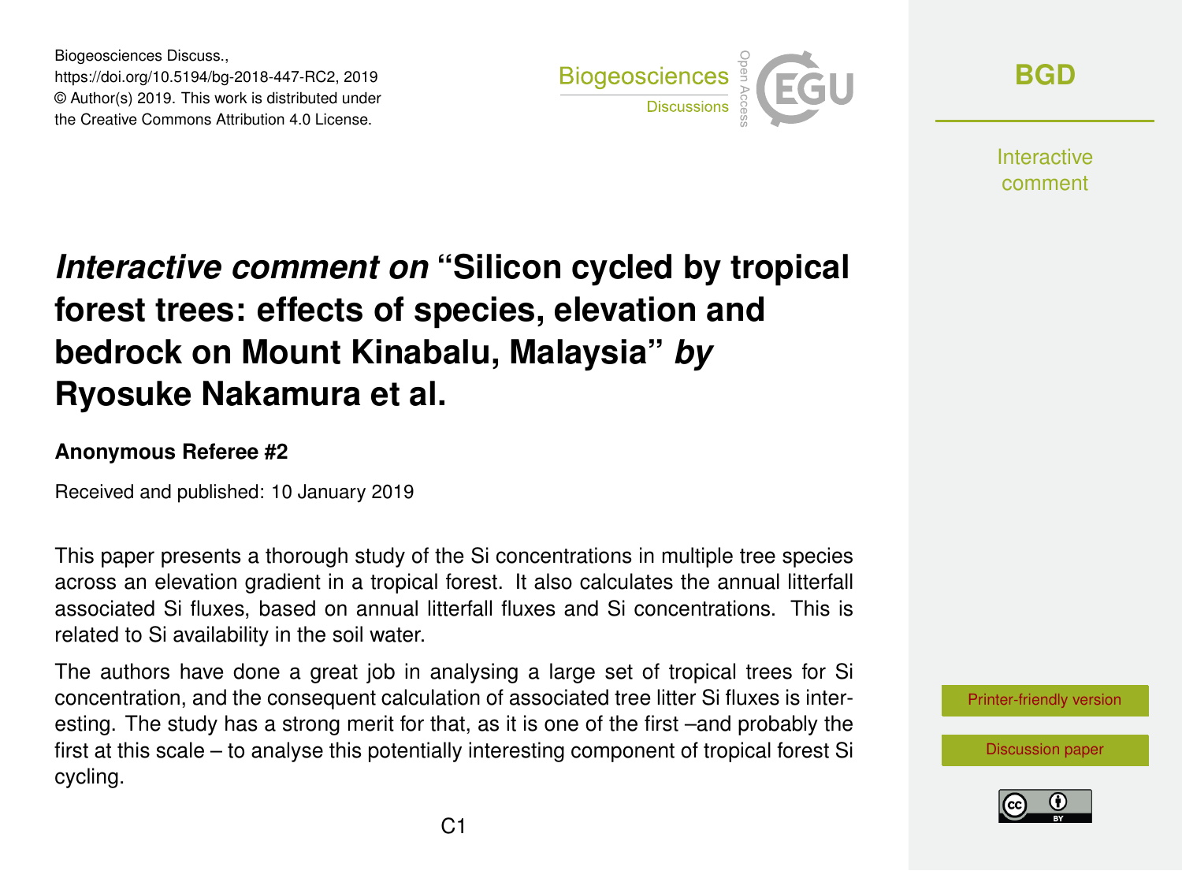Biogeosciences Discuss.,
https://doi.org/10.5194/bg-2018-447-RC2, 2019
© Author(s) 2019. This work is distributed under the Creative Commons Attribution 4.0 License.

# *Interactive comment on* “Silicon cycled by tropical forest trees: effects of species, elevation and bedrock on Mount Kinabalu, Malaysia” *by* Ryosuke Nakamura et al.

**Anonymous Referee #2**

Received and published: 10 January 2019

This paper presents a thorough study of the Si concentrations in multiple tree species across an elevation gradient in a tropical forest. It also calculates the annual litterfall associated Si fluxes, based on annual litterfall fluxes and Si concentrations. This is related to Si availability in the soil water.

The authors have done a great job in analysing a large set of tropical trees for Si concentration, and the consequent calculation of associated tree litter Si fluxes is interesting. The study has a strong merit for that, as it is one of the first –and probably the first at this scale – to analyse this potentially interesting component of tropical forest Si cycling.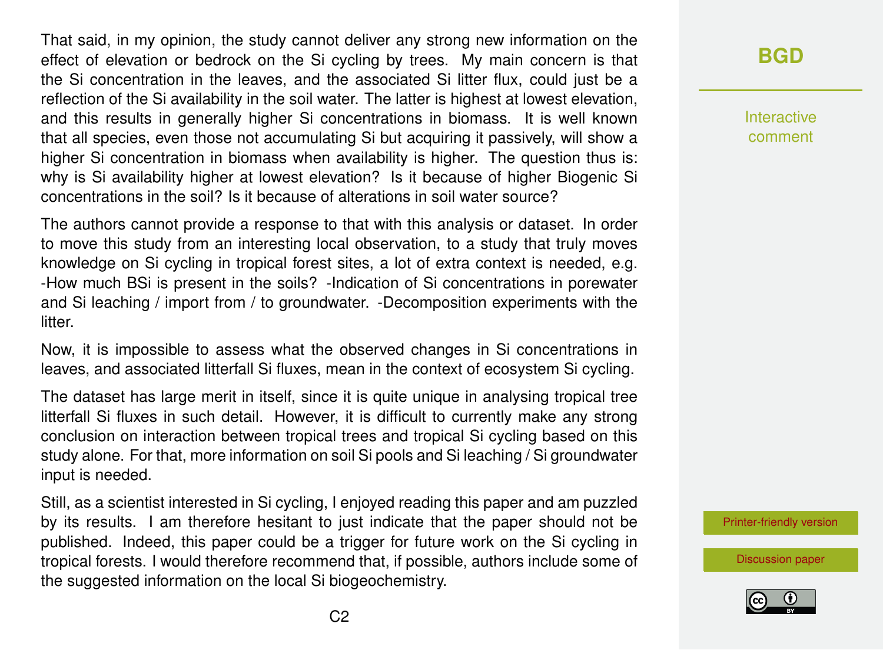That said, in my opinion, the study cannot deliver any strong new information on the effect of elevation or bedrock on the Si cycling by trees. My main concern is that the Si concentration in the leaves, and the associated Si litter flux, could just be a reflection of the Si availability in the soil water. The latter is highest at lowest elevation, and this results in generally higher Si concentrations in biomass. It is well known that all species, even those not accumulating Si but acquiring it passively, will show a higher Si concentration in biomass when availability is higher. The question thus is: why is Si availability higher at lowest elevation? Is it because of higher Biogenic Si concentrations in the soil? Is it because of alterations in soil water source?

The authors cannot provide a response to that with this analysis or dataset. In order to move this study from an interesting local observation, to a study that truly moves knowledge on Si cycling in tropical forest sites, a lot of extra context is needed, e.g. -How much BSi is present in the soils? -Indication of Si concentrations in porewater and Si leaching / import from / to groundwater. -Decomposition experiments with the litter.

Now, it is impossible to assess what the observed changes in Si concentrations in leaves, and associated litterfall Si fluxes, mean in the context of ecosystem Si cycling.

The dataset has large merit in itself, since it is quite unique in analysing tropical tree litterfall Si fluxes in such detail. However, it is difficult to currently make any strong conclusion on interaction between tropical trees and tropical Si cycling based on this study alone. For that, more information on soil Si pools and Si leaching / Si groundwater input is needed.

Still, as a scientist interested in Si cycling, I enjoyed reading this paper and am puzzled by its results. I am therefore hesitant to just indicate that the paper should not be published. Indeed, this paper could be a trigger for future work on the Si cycling in tropical forests. I would therefore recommend that, if possible, authors include some of the suggested information on the local Si biogeochemistry.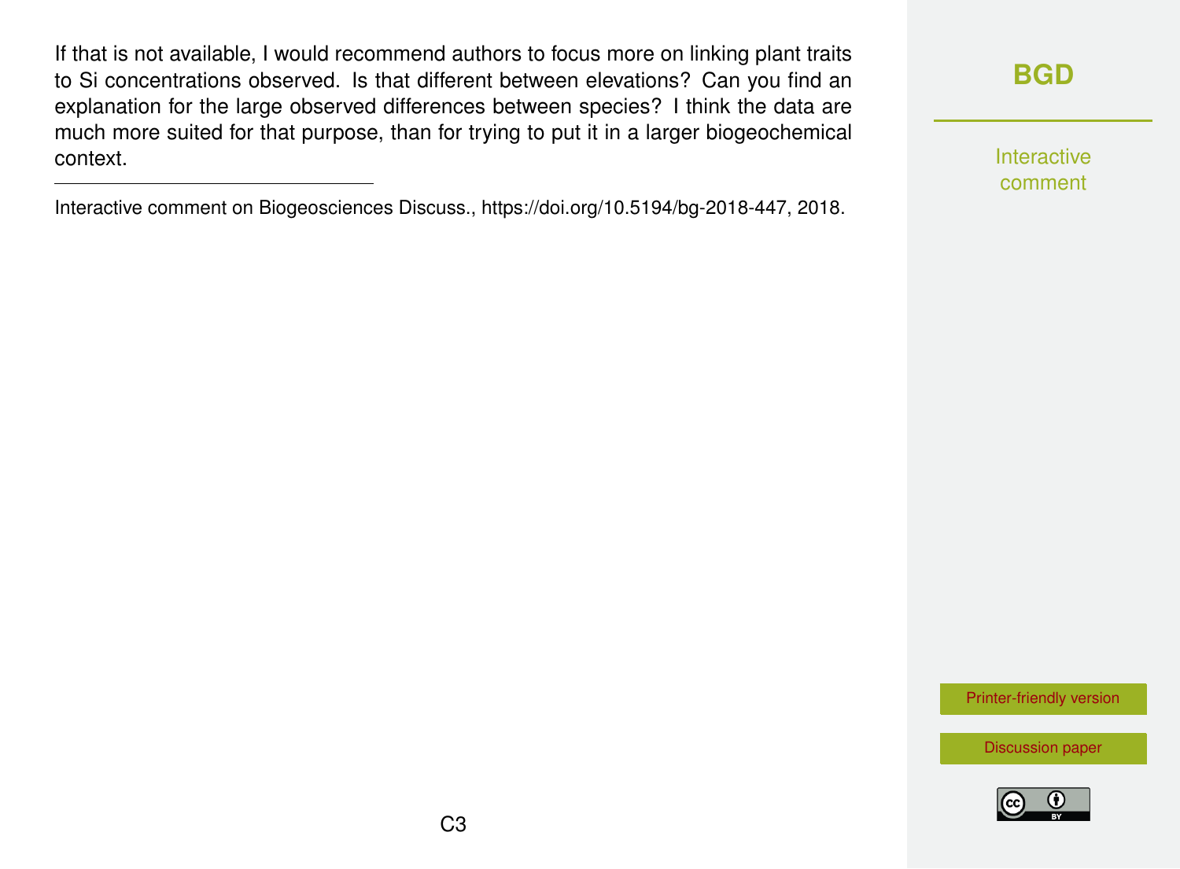If that is not available, I would recommend authors to focus more on linking plant traits to Si concentrations observed. Is that different between elevations? Can you find an explanation for the large observed differences between species? I think the data are much more suited for that purpose, than for trying to put it in a larger biogeochemical context.

---

Interactive comment on Biogeosciences Discuss., https://doi.org/10.5194/bg-2018-447, 2018.